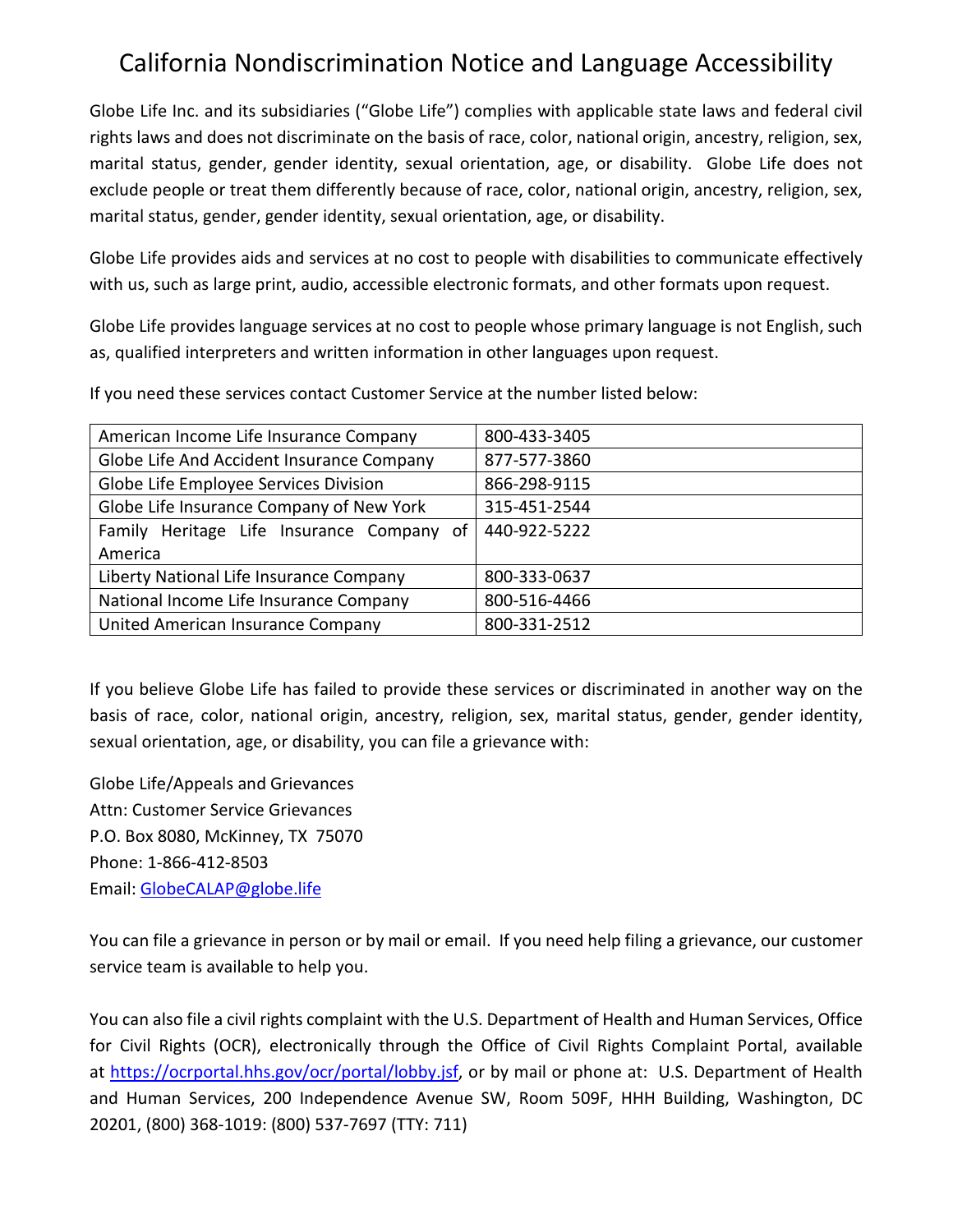# California Nondiscrimination Notice and Language Accessibility

Globe Life Inc. and its subsidiaries ("Globe Life") complies with applicable state laws and federal civil rights laws and does not discriminate on the basis of race, color, national origin, ancestry, religion, sex, marital status, gender, gender identity, sexual orientation, age, or disability. Globe Life does not exclude people or treat them differently because of race, color, national origin, ancestry, religion, sex, marital status, gender, gender identity, sexual orientation, age, or disability.

Globe Life provides aids and services at no cost to people with disabilities to communicate effectively with us, such as large print, audio, accessible electronic formats, and other formats upon request.

Globe Life provides language services at no cost to people whose primary language is not English, such as, qualified interpreters and written information in other languages upon request.

If you need these services contact Customer Service at the number listed below:

| | |
|---|---|
| American Income Life Insurance Company | 800-433-3405 |
| Globe Life And Accident Insurance Company | 877-577-3860 |
| Globe Life Employee Services Division | 866-298-9115 |
| Globe Life Insurance Company of New York | 315-451-2544 |
| Family Heritage Life Insurance Company of America | 440-922-5222 |
| Liberty National Life Insurance Company | 800-333-0637 |
| National Income Life Insurance Company | 800-516-4466 |
| United American Insurance Company | 800-331-2512 |

If you believe Globe Life has failed to provide these services or discriminated in another way on the basis of race, color, national origin, ancestry, religion, sex, marital status, gender, gender identity, sexual orientation, age, or disability, you can file a grievance with:

Globe Life/Appeals and Grievances
Attn: Customer Service Grievances
P.O. Box 8080, McKinney, TX 75070
Phone: 1-866-412-8503
Email: GlobeCALAP@globe.life

You can file a grievance in person or by mail or email. If you need help filing a grievance, our customer service team is available to help you.

You can also file a civil rights complaint with the U.S. Department of Health and Human Services, Office for Civil Rights (OCR), electronically through the Office of Civil Rights Complaint Portal, available at https://ocrportal.hhs.gov/ocr/portal/lobby.jsf, or by mail or phone at: U.S. Department of Health and Human Services, 200 Independence Avenue SW, Room 509F, HHH Building, Washington, DC 20201, (800) 368-1019: (800) 537-7697 (TTY: 711)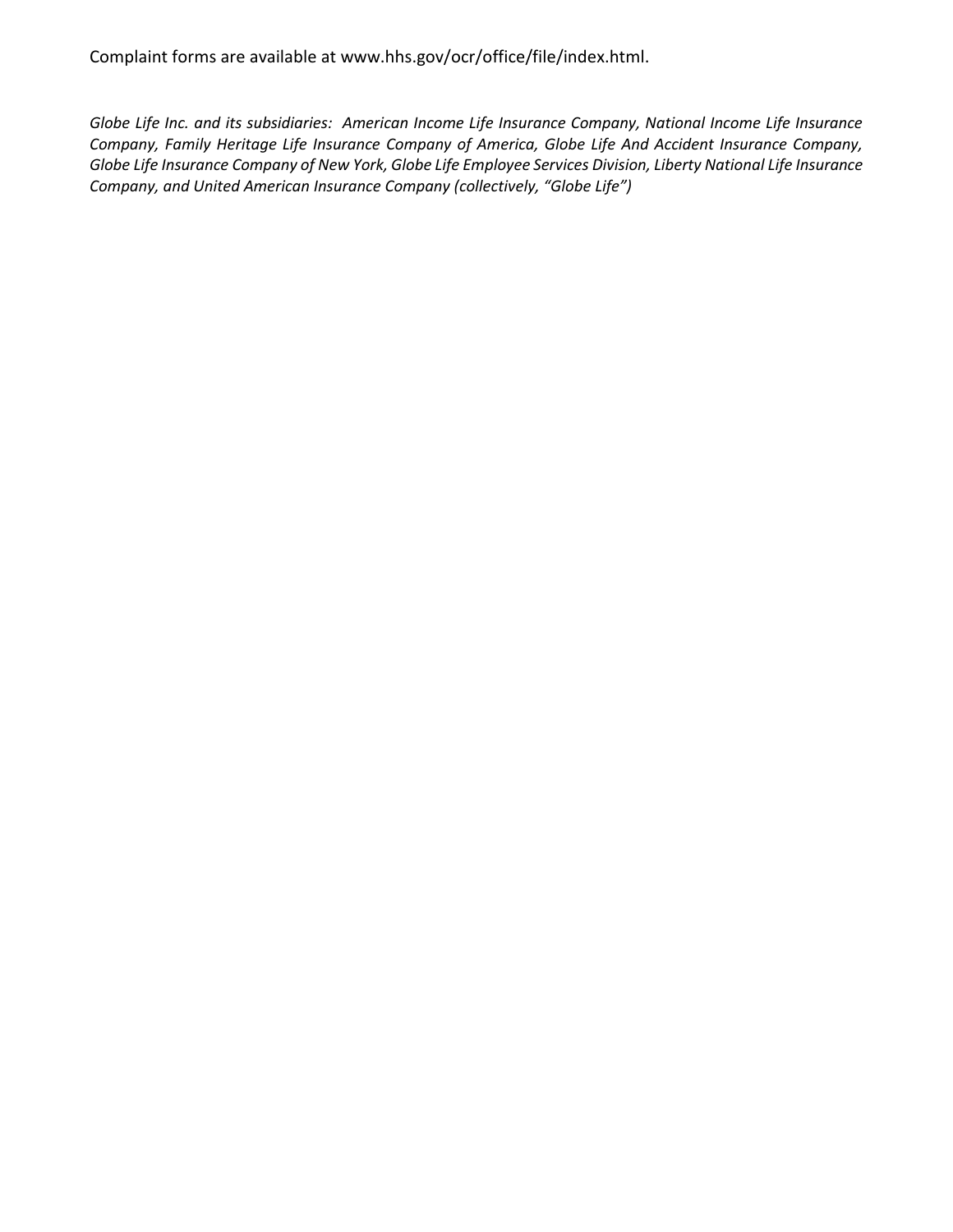Complaint forms are available at www.hhs.gov/ocr/office/file/index.html.

*Globe Life Inc. and its subsidiaries: American Income Life Insurance Company, National Income Life Insurance Company, Family Heritage Life Insurance Company of America, Globe Life And Accident Insurance Company, Globe Life Insurance Company of New York, Globe Life Employee Services Division, Liberty National Life Insurance Company, and United American Insurance Company (collectively, "Globe Life")*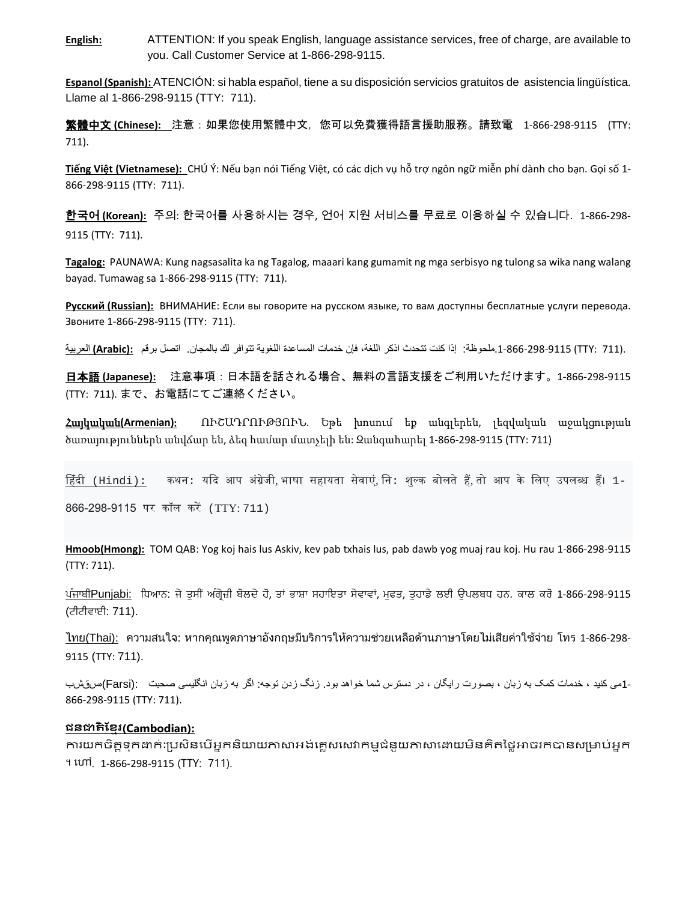**English:** ATTENTION: If you speak English, language assistance services, free of charge, are available to you. Call Customer Service at 1-866-298-9115.

**Espanol (Spanish):** ATENCIÓN: si habla español, tiene a su disposición servicios gratuitos de asistencia lingüística. Llame al 1-866-298-9115 (TTY: 711).

**繁體中文 (Chinese):** 注意：如果您使用繁體中文，您可以免費獲得語言援助服務。請致電 1-866-298-9115 (TTY: 711).

**Tiếng Việt (Vietnamese):** CHÚ Ý: Nếu bạn nói Tiếng Việt, có các dịch vụ hỗ trợ ngôn ngữ miễn phí dành cho bạn. Gọi số 1-866-298-9115 (TTY: 711).

**한국어 (Korean):** 주의: 한국어를 사용하시는 경우, 언어 지원 서비스를 무료로 이용하실 수 있습니다. 1-866-298-9115 (TTY: 711).

**Tagalog:** PAUNAWA: Kung nagsasalita ka ng Tagalog, maaari kang gumamit ng mga serbisyo ng tulong sa wika nang walang bayad. Tumawag sa 1-866-298-9115 (TTY: 711).

**Русский (Russian):** ВНИМАНИЕ: Если вы говорите на русском языке, то вам доступны бесплатные услуги перевода. Звоните 1-866-298-9115 (TTY: 711).

**العربية (Arabic):** ملحوظة: إذا كنت تتحدث اذكر اللغة، فإن خدمات المساعدة اللغوية تتوافر لك بالمجان. اتصل برقم 1-866-298-9115 (TTY: 711).

**日本語 (Japanese):** 注意事項：日本語を話される場合、無料の言語支援をご利用いただけます。1-866-298-9115 (TTY: 711). まで、お電話にてご連絡ください。

**Հայկական(Armenian):** ՈՒՇԱԴՐՈՒԹՅՈՒՆ. Եթե խոսում եք անգլերեն, լեզվական աջակցության ծառայությունները անվճար են, ձեզ համար մատչելի են: Զանգահարել 1-866-298-9115 (TTY: 711)

हिंदी (Hindi): कथन: यदि आप अंग्रेजी, भाषा सहायता सेवाएं, नि: शुल्क बोलते हैं, तो आप के लिए उपलब्ध हैं। 1-866-298-9115 पर कॉल करें (TTY: 711)

**Hmoob(Hmong):** TOM QAB: Yog koj hais lus Askiv, kev pab txhais lus, pab dawb yog muaj rau koj. Hu rau 1-866-298-9115 (TTY: 711).

ਪੰਜਾਬੀPunjabi: ਧਿਆਨ: ਜੇ ਤੁਸੀਂ ਅੰਗ੍ਰੇਜ਼ੀ ਬੋਲਦੇ ਹੋ, ਤਾਂ ਭਾਸ਼ਾ ਸਹਾਇਤਾ ਸੇਵਾਵਾਂ, ਮੁਫਤ, ਤੁਹਾਡੇ ਲਈ ਉਪਲਬਧ ਹਨ. ਕਾਲ ਕਰੋ 1-866-298-9115 (ਟੀਟੀਵਾਈ: 711).

ไทย(Thai): ความสนใจ: หากคุณพูดภาษาอังกฤษมีบริการให้ความช่วยเหลือด้านภาษาโดยไม่เสียค่าใช้จ่าย โทร 1-866-298-9115 (TTY: 711).

فارسی(Farsi): توجه: اگر به زبان انگلیسی صحبت می کنید ، خدمات کمک به زبان ، بصورت رایگان ، در دسترس شما خواهد بود. زنگ زدن 1-866-298-9115 (TTY: 711).

**ជនជាតិខ្មែរ(Cambodian):**

ការយកចិត្តទុកដាក់:ប្រសិនបើអ្នកនិយាយភាសាអង់គ្លេសសេវាកម្មជំនួយភាសាដោយមិនគិតថ្លៃអាចរកបានសម្រាប់អ្នក។ហៅ. 1-866-298-9115 (TTY: 711).